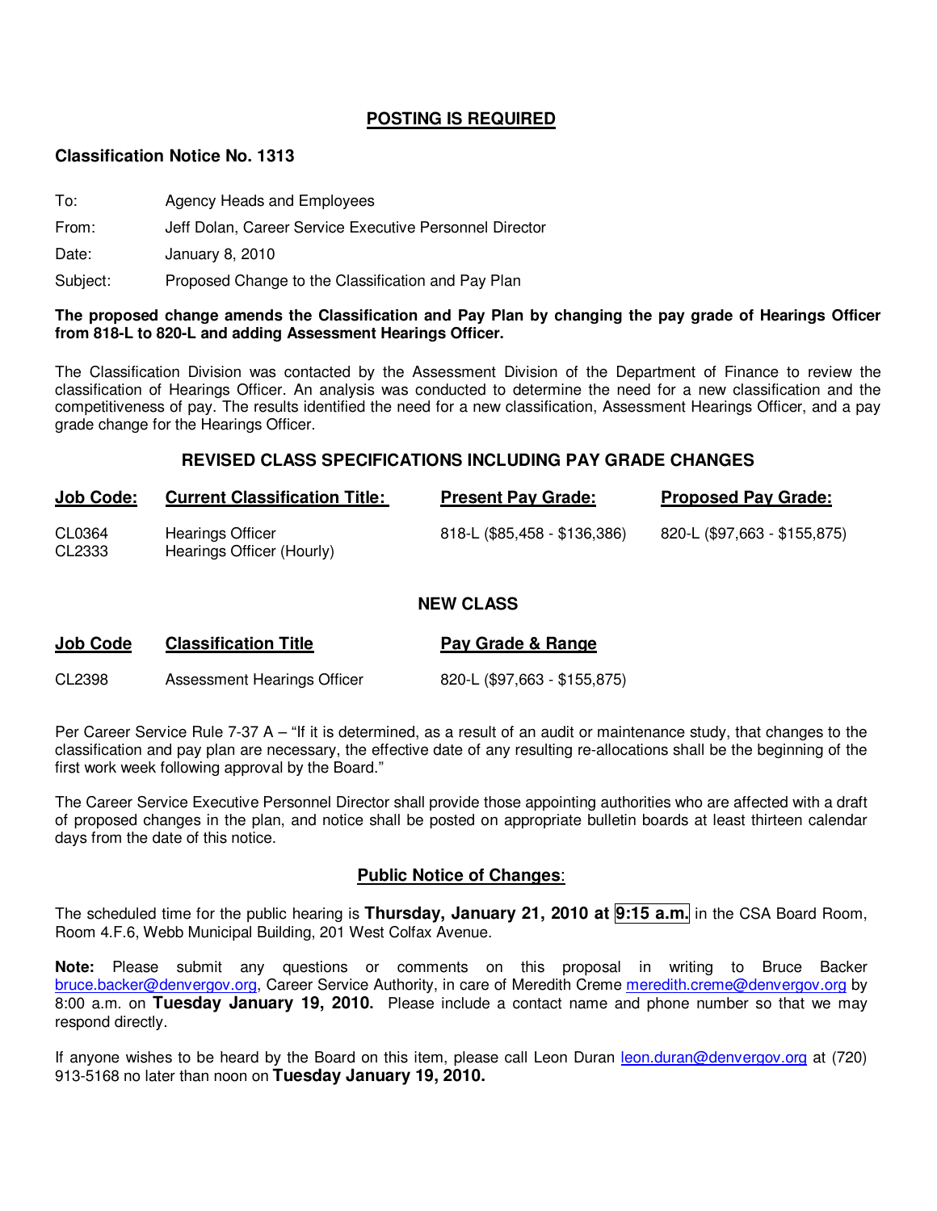## POSTING IS REQUIRED

**Classification Notice No. 1313**

| | |
|---|---|
| To: | Agency Heads and Employees |
| From: | Jeff Dolan, Career Service Executive Personnel Director |
| Date: | January 8, 2010 |
| Subject: | Proposed Change to the Classification and Pay Plan |

**The proposed change amends the Classification and Pay Plan by changing the pay grade of Hearings Officer from 818-L to 820-L and adding Assessment Hearings Officer.**

The Classification Division was contacted by the Assessment Division of the Department of Finance to review the classification of Hearings Officer. An analysis was conducted to determine the need for a new classification and the competitiveness of pay. The results identified the need for a new classification, Assessment Hearings Officer, and a pay grade change for the Hearings Officer.

### REVISED CLASS SPECIFICATIONS INCLUDING PAY GRADE CHANGES

| Job Code: | Current Classification Title: | Present Pay Grade: | Proposed Pay Grade: |
|---|---|---|---|
| CL0364<br>CL2333 | Hearings Officer<br>Hearings Officer (Hourly) | 818-L ($85,458 - $136,386) | 820-L ($97,663 - $155,875) |

### NEW CLASS

| Job Code | Classification Title | Pay Grade & Range |
|---|---|---|
| CL2398 | Assessment Hearings Officer | 820-L ($97,663 - $155,875) |

Per Career Service Rule 7-37 A – "If it is determined, as a result of an audit or maintenance study, that changes to the classification and pay plan are necessary, the effective date of any resulting re-allocations shall be the beginning of the first work week following approval by the Board."

The Career Service Executive Personnel Director shall provide those appointing authorities who are affected with a draft of proposed changes in the plan, and notice shall be posted on appropriate bulletin boards at least thirteen calendar days from the date of this notice.

### Public Notice of Changes:

The scheduled time for the public hearing is **Thursday, January 21, 2010 at 9:15 a.m.** in the CSA Board Room, Room 4.F.6, Webb Municipal Building, 201 West Colfax Avenue.

**Note:** Please submit any questions or comments on this proposal in writing to Bruce Backer bruce.backer@denvergov.org, Career Service Authority, in care of Meredith Creme meredith.creme@denvergov.org by 8:00 a.m. on **Tuesday January 19, 2010.** Please include a contact name and phone number so that we may respond directly.

If anyone wishes to be heard by the Board on this item, please call Leon Duran leon.duran@denvergov.org at (720) 913-5168 no later than noon on **Tuesday January 19, 2010.**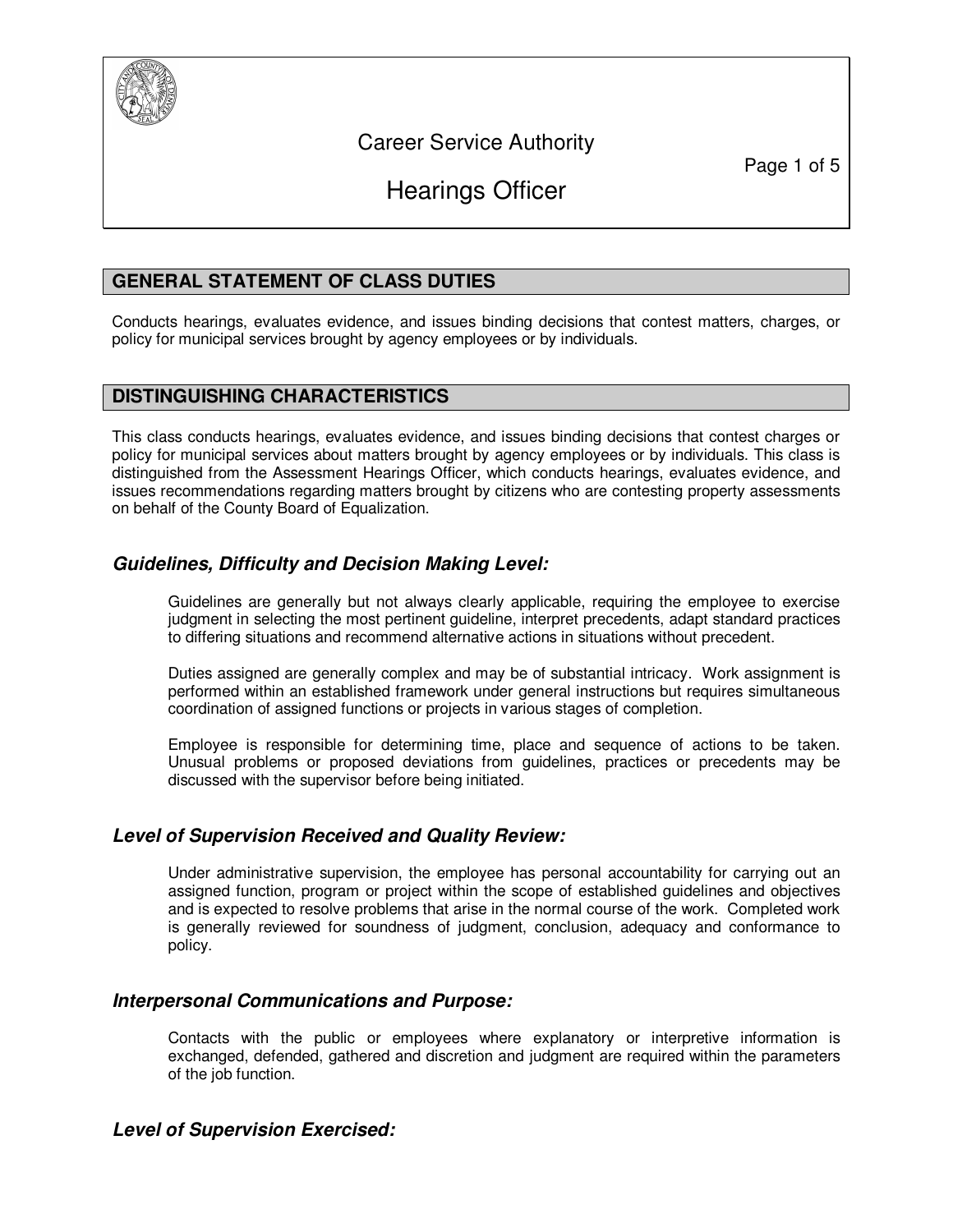# Career Service Authority

# Hearings Officer

## GENERAL STATEMENT OF CLASS DUTIES

Conducts hearings, evaluates evidence, and issues binding decisions that contest matters, charges, or policy for municipal services brought by agency employees or by individuals.

## DISTINGUISHING CHARACTERISTICS

This class conducts hearings, evaluates evidence, and issues binding decisions that contest charges or policy for municipal services about matters brought by agency employees or by individuals. This class is distinguished from the Assessment Hearings Officer, which conducts hearings, evaluates evidence, and issues recommendations regarding matters brought by citizens who are contesting property assessments on behalf of the County Board of Equalization.

### *Guidelines, Difficulty and Decision Making Level:*

Guidelines are generally but not always clearly applicable, requiring the employee to exercise judgment in selecting the most pertinent guideline, interpret precedents, adapt standard practices to differing situations and recommend alternative actions in situations without precedent.

Duties assigned are generally complex and may be of substantial intricacy. Work assignment is performed within an established framework under general instructions but requires simultaneous coordination of assigned functions or projects in various stages of completion.

Employee is responsible for determining time, place and sequence of actions to be taken. Unusual problems or proposed deviations from guidelines, practices or precedents may be discussed with the supervisor before being initiated.

### *Level of Supervision Received and Quality Review:*

Under administrative supervision, the employee has personal accountability for carrying out an assigned function, program or project within the scope of established guidelines and objectives and is expected to resolve problems that arise in the normal course of the work. Completed work is generally reviewed for soundness of judgment, conclusion, adequacy and conformance to policy.

### *Interpersonal Communications and Purpose:*

Contacts with the public or employees where explanatory or interpretive information is exchanged, defended, gathered and discretion and judgment are required within the parameters of the job function.

### *Level of Supervision Exercised:*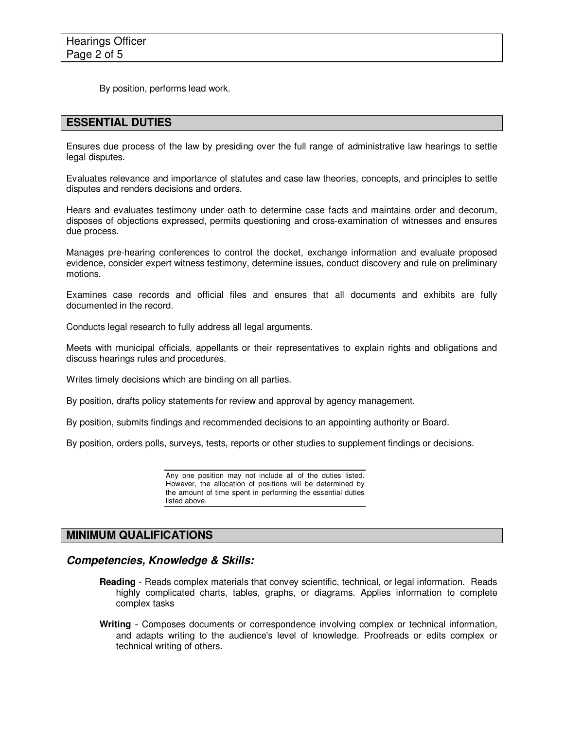By position, performs lead work.

## ESSENTIAL DUTIES

Ensures due process of the law by presiding over the full range of administrative law hearings to settle legal disputes.

Evaluates relevance and importance of statutes and case law theories, concepts, and principles to settle disputes and renders decisions and orders.

Hears and evaluates testimony under oath to determine case facts and maintains order and decorum, disposes of objections expressed, permits questioning and cross-examination of witnesses and ensures due process.

Manages pre-hearing conferences to control the docket, exchange information and evaluate proposed evidence, consider expert witness testimony, determine issues, conduct discovery and rule on preliminary motions.

Examines case records and official files and ensures that all documents and exhibits are fully documented in the record.

Conducts legal research to fully address all legal arguments.

Meets with municipal officials, appellants or their representatives to explain rights and obligations and discuss hearings rules and procedures.

Writes timely decisions which are binding on all parties.

By position, drafts policy statements for review and approval by agency management.

By position, submits findings and recommended decisions to an appointing authority or Board.

By position, orders polls, surveys, tests, reports or other studies to supplement findings or decisions.

Any one position may not include all of the duties listed. However, the allocation of positions will be determined by the amount of time spent in performing the essential duties listed above.

## MINIMUM QUALIFICATIONS

### *Competencies, Knowledge & Skills:*

**Reading** - Reads complex materials that convey scientific, technical, or legal information. Reads highly complicated charts, tables, graphs, or diagrams. Applies information to complete complex tasks

**Writing** - Composes documents or correspondence involving complex or technical information, and adapts writing to the audience's level of knowledge. Proofreads or edits complex or technical writing of others.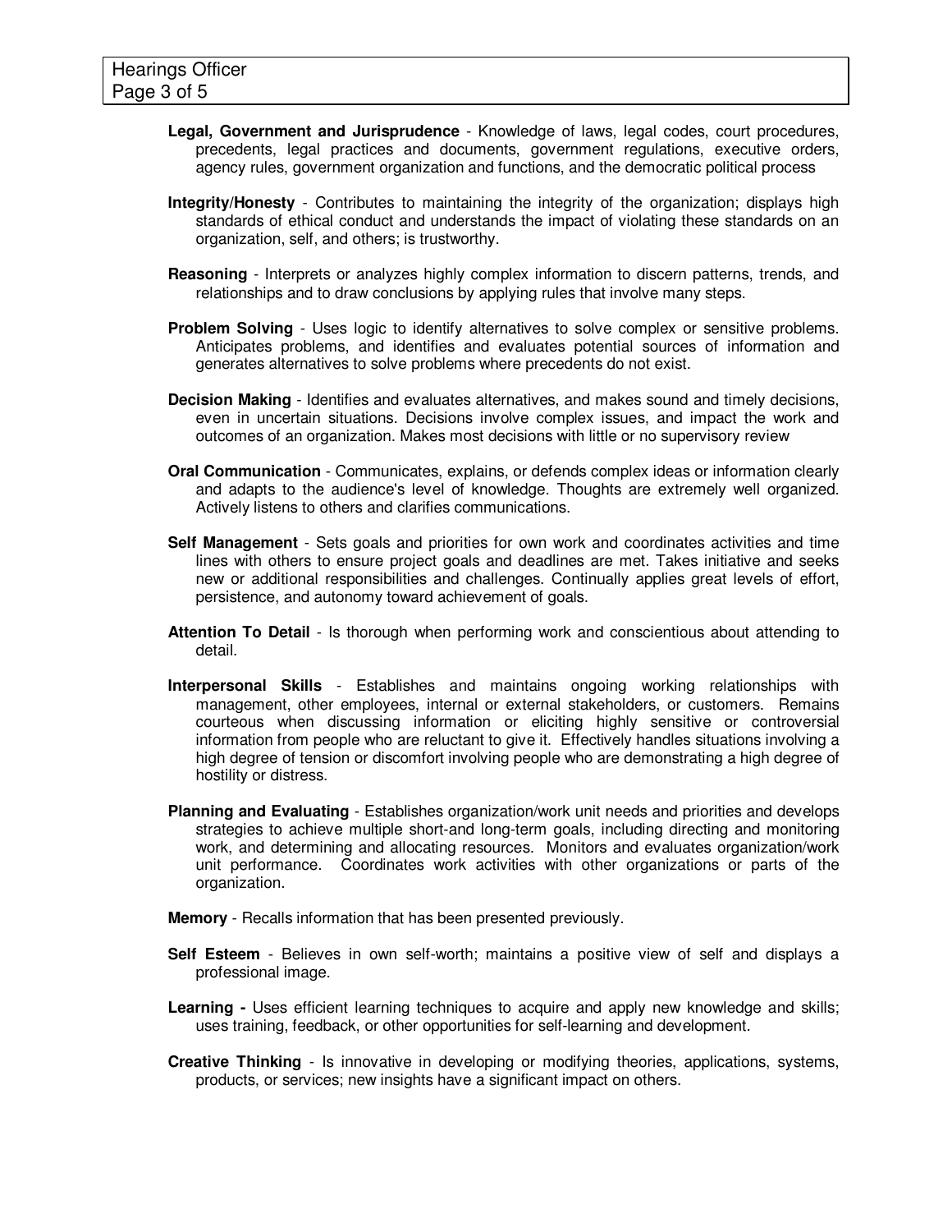**Legal, Government and Jurisprudence** - Knowledge of laws, legal codes, court procedures, precedents, legal practices and documents, government regulations, executive orders, agency rules, government organization and functions, and the democratic political process

**Integrity/Honesty** - Contributes to maintaining the integrity of the organization; displays high standards of ethical conduct and understands the impact of violating these standards on an organization, self, and others; is trustworthy.

**Reasoning** - Interprets or analyzes highly complex information to discern patterns, trends, and relationships and to draw conclusions by applying rules that involve many steps.

**Problem Solving** - Uses logic to identify alternatives to solve complex or sensitive problems. Anticipates problems, and identifies and evaluates potential sources of information and generates alternatives to solve problems where precedents do not exist.

**Decision Making** - Identifies and evaluates alternatives, and makes sound and timely decisions, even in uncertain situations. Decisions involve complex issues, and impact the work and outcomes of an organization. Makes most decisions with little or no supervisory review

**Oral Communication** - Communicates, explains, or defends complex ideas or information clearly and adapts to the audience's level of knowledge. Thoughts are extremely well organized. Actively listens to others and clarifies communications.

**Self Management** - Sets goals and priorities for own work and coordinates activities and time lines with others to ensure project goals and deadlines are met. Takes initiative and seeks new or additional responsibilities and challenges. Continually applies great levels of effort, persistence, and autonomy toward achievement of goals.

**Attention To Detail** - Is thorough when performing work and conscientious about attending to detail.

**Interpersonal Skills** - Establishes and maintains ongoing working relationships with management, other employees, internal or external stakeholders, or customers. Remains courteous when discussing information or eliciting highly sensitive or controversial information from people who are reluctant to give it. Effectively handles situations involving a high degree of tension or discomfort involving people who are demonstrating a high degree of hostility or distress.

**Planning and Evaluating** - Establishes organization/work unit needs and priorities and develops strategies to achieve multiple short-and long-term goals, including directing and monitoring work, and determining and allocating resources. Monitors and evaluates organization/work unit performance. Coordinates work activities with other organizations or parts of the organization.

**Memory** - Recalls information that has been presented previously.

**Self Esteem** - Believes in own self-worth; maintains a positive view of self and displays a professional image.

**Learning -** Uses efficient learning techniques to acquire and apply new knowledge and skills; uses training, feedback, or other opportunities for self-learning and development.

**Creative Thinking** - Is innovative in developing or modifying theories, applications, systems, products, or services; new insights have a significant impact on others.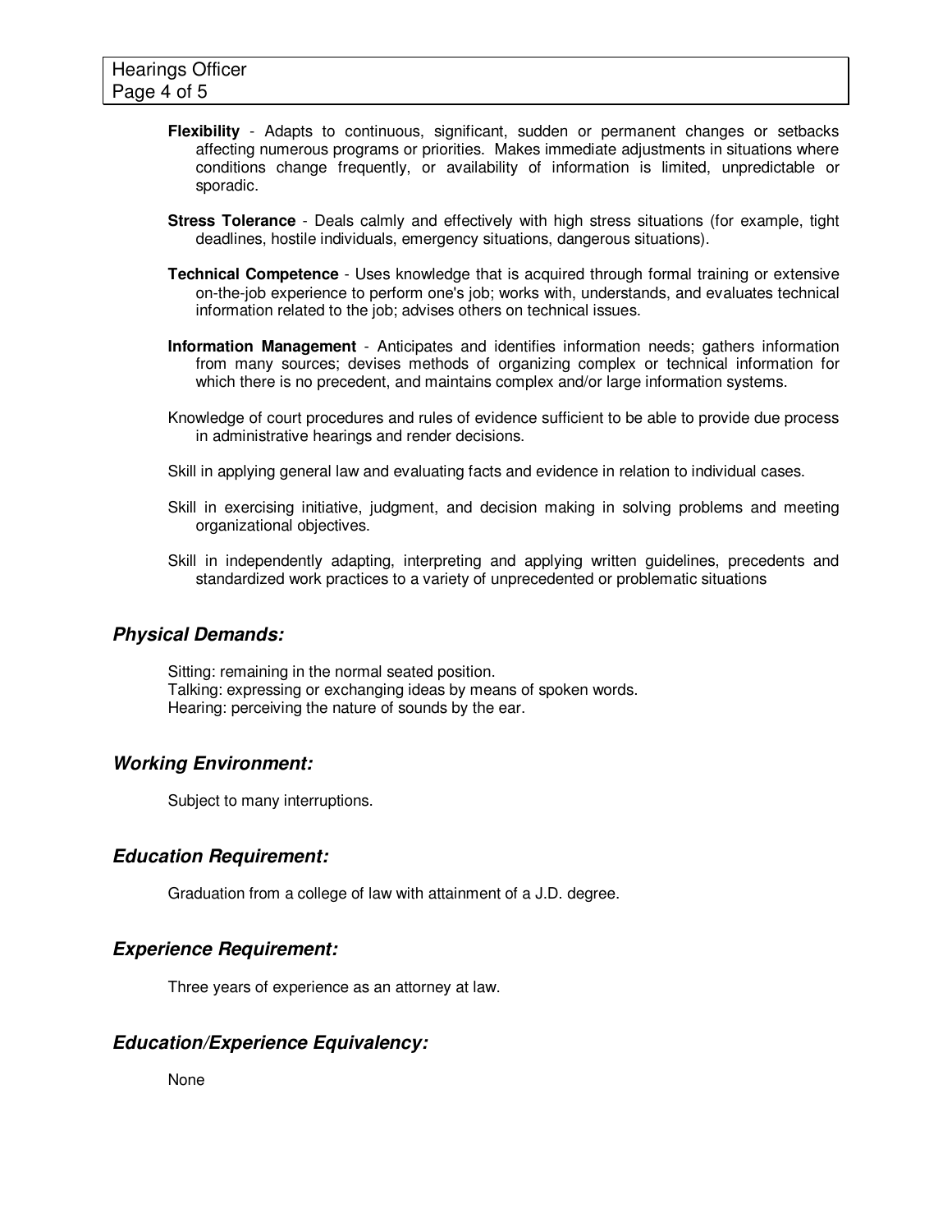**Flexibility** - Adapts to continuous, significant, sudden or permanent changes or setbacks affecting numerous programs or priorities. Makes immediate adjustments in situations where conditions change frequently, or availability of information is limited, unpredictable or sporadic.

**Stress Tolerance** - Deals calmly and effectively with high stress situations (for example, tight deadlines, hostile individuals, emergency situations, dangerous situations).

**Technical Competence** - Uses knowledge that is acquired through formal training or extensive on-the-job experience to perform one's job; works with, understands, and evaluates technical information related to the job; advises others on technical issues.

**Information Management** - Anticipates and identifies information needs; gathers information from many sources; devises methods of organizing complex or technical information for which there is no precedent, and maintains complex and/or large information systems.

Knowledge of court procedures and rules of evidence sufficient to be able to provide due process in administrative hearings and render decisions.

Skill in applying general law and evaluating facts and evidence in relation to individual cases.

Skill in exercising initiative, judgment, and decision making in solving problems and meeting organizational objectives.

Skill in independently adapting, interpreting and applying written guidelines, precedents and standardized work practices to a variety of unprecedented or problematic situations

## *Physical Demands:*

Sitting: remaining in the normal seated position.
Talking: expressing or exchanging ideas by means of spoken words.
Hearing: perceiving the nature of sounds by the ear.

## *Working Environment:*

Subject to many interruptions.

## *Education Requirement:*

Graduation from a college of law with attainment of a J.D. degree.

## *Experience Requirement:*

Three years of experience as an attorney at law.

## *Education/Experience Equivalency:*

None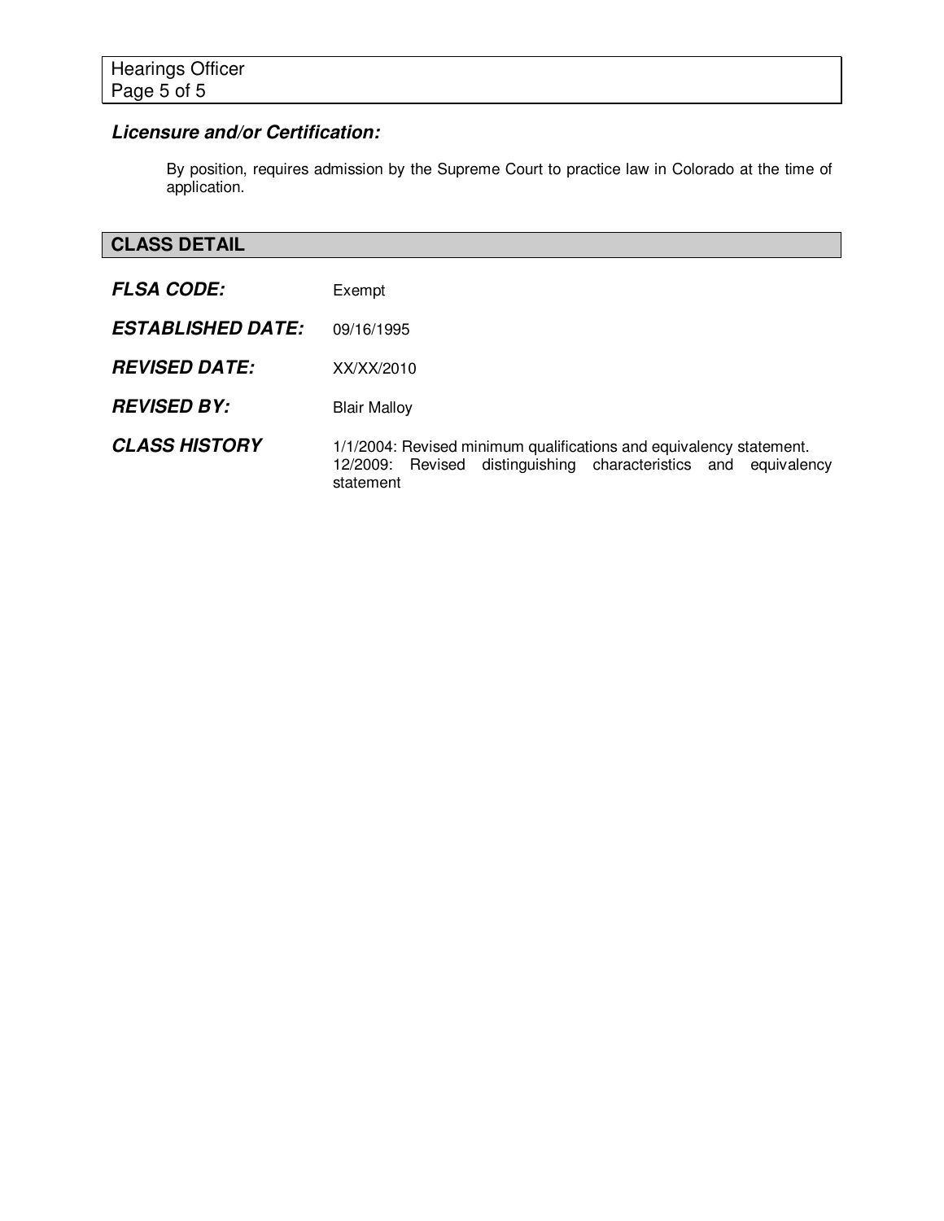### *Licensure and/or Certification:*

By position, requires admission by the Supreme Court to practice law in Colorado at the time of application.

## CLASS DETAIL

***FLSA CODE:*** Exempt

***ESTABLISHED DATE:*** 09/16/1995

***REVISED DATE:*** XX/XX/2010

***REVISED BY:*** Blair Malloy

***CLASS HISTORY***
1/1/2004: Revised minimum qualifications and equivalency statement.
12/2009: Revised distinguishing characteristics and equivalency statement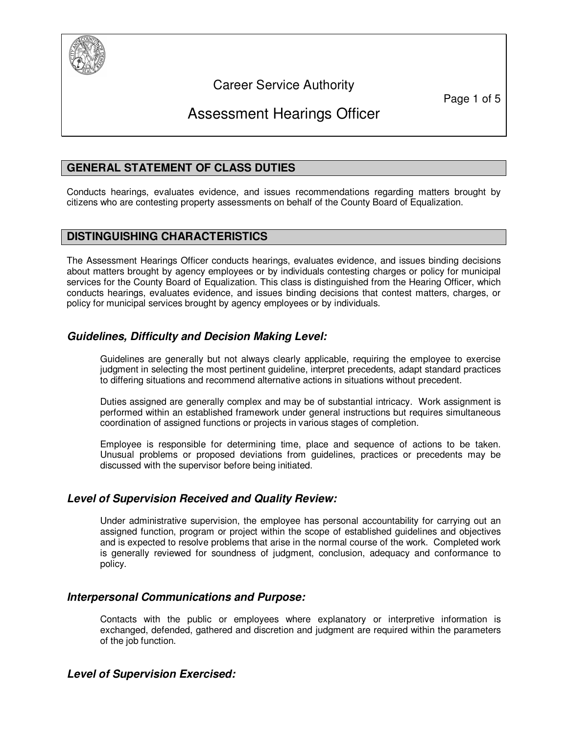# Career Service Authority

# Assessment Hearings Officer

## GENERAL STATEMENT OF CLASS DUTIES

Conducts hearings, evaluates evidence, and issues recommendations regarding matters brought by citizens who are contesting property assessments on behalf of the County Board of Equalization.

## DISTINGUISHING CHARACTERISTICS

The Assessment Hearings Officer conducts hearings, evaluates evidence, and issues binding decisions about matters brought by agency employees or by individuals contesting charges or policy for municipal services for the County Board of Equalization. This class is distinguished from the Hearing Officer, which conducts hearings, evaluates evidence, and issues binding decisions that contest matters, charges, or policy for municipal services brought by agency employees or by individuals.

### *Guidelines, Difficulty and Decision Making Level:*

Guidelines are generally but not always clearly applicable, requiring the employee to exercise judgment in selecting the most pertinent guideline, interpret precedents, adapt standard practices to differing situations and recommend alternative actions in situations without precedent.

Duties assigned are generally complex and may be of substantial intricacy. Work assignment is performed within an established framework under general instructions but requires simultaneous coordination of assigned functions or projects in various stages of completion.

Employee is responsible for determining time, place and sequence of actions to be taken. Unusual problems or proposed deviations from guidelines, practices or precedents may be discussed with the supervisor before being initiated.

### *Level of Supervision Received and Quality Review:*

Under administrative supervision, the employee has personal accountability for carrying out an assigned function, program or project within the scope of established guidelines and objectives and is expected to resolve problems that arise in the normal course of the work. Completed work is generally reviewed for soundness of judgment, conclusion, adequacy and conformance to policy.

### *Interpersonal Communications and Purpose:*

Contacts with the public or employees where explanatory or interpretive information is exchanged, defended, gathered and discretion and judgment are required within the parameters of the job function.

### *Level of Supervision Exercised:*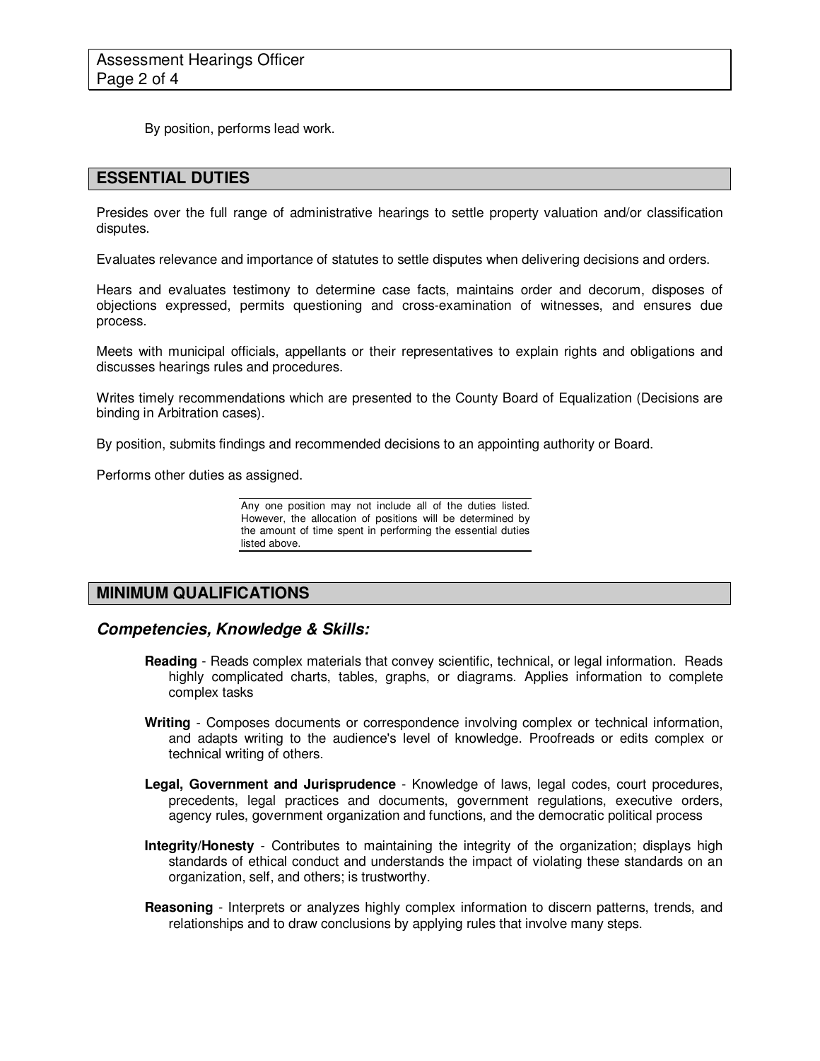By position, performs lead work.

## ESSENTIAL DUTIES

Presides over the full range of administrative hearings to settle property valuation and/or classification disputes.

Evaluates relevance and importance of statutes to settle disputes when delivering decisions and orders.

Hears and evaluates testimony to determine case facts, maintains order and decorum, disposes of objections expressed, permits questioning and cross-examination of witnesses, and ensures due process.

Meets with municipal officials, appellants or their representatives to explain rights and obligations and discusses hearings rules and procedures.

Writes timely recommendations which are presented to the County Board of Equalization (Decisions are binding in Arbitration cases).

By position, submits findings and recommended decisions to an appointing authority or Board.

Performs other duties as assigned.

Any one position may not include all of the duties listed. However, the allocation of positions will be determined by the amount of time spent in performing the essential duties listed above.

## MINIMUM QUALIFICATIONS

### *Competencies, Knowledge & Skills:*

**Reading** - Reads complex materials that convey scientific, technical, or legal information. Reads highly complicated charts, tables, graphs, or diagrams. Applies information to complete complex tasks

**Writing** - Composes documents or correspondence involving complex or technical information, and adapts writing to the audience's level of knowledge. Proofreads or edits complex or technical writing of others.

**Legal, Government and Jurisprudence** - Knowledge of laws, legal codes, court procedures, precedents, legal practices and documents, government regulations, executive orders, agency rules, government organization and functions, and the democratic political process

**Integrity/Honesty** - Contributes to maintaining the integrity of the organization; displays high standards of ethical conduct and understands the impact of violating these standards on an organization, self, and others; is trustworthy.

**Reasoning** - Interprets or analyzes highly complex information to discern patterns, trends, and relationships and to draw conclusions by applying rules that involve many steps.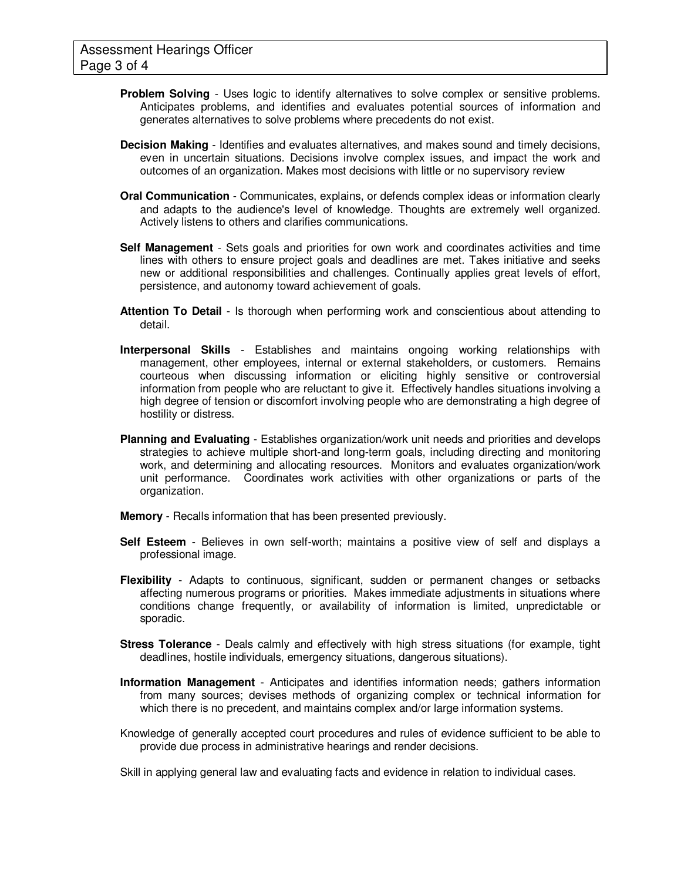**Problem Solving** - Uses logic to identify alternatives to solve complex or sensitive problems. Anticipates problems, and identifies and evaluates potential sources of information and generates alternatives to solve problems where precedents do not exist.

**Decision Making** - Identifies and evaluates alternatives, and makes sound and timely decisions, even in uncertain situations. Decisions involve complex issues, and impact the work and outcomes of an organization. Makes most decisions with little or no supervisory review

**Oral Communication** - Communicates, explains, or defends complex ideas or information clearly and adapts to the audience's level of knowledge. Thoughts are extremely well organized. Actively listens to others and clarifies communications.

**Self Management** - Sets goals and priorities for own work and coordinates activities and time lines with others to ensure project goals and deadlines are met. Takes initiative and seeks new or additional responsibilities and challenges. Continually applies great levels of effort, persistence, and autonomy toward achievement of goals.

**Attention To Detail** - Is thorough when performing work and conscientious about attending to detail.

**Interpersonal Skills** - Establishes and maintains ongoing working relationships with management, other employees, internal or external stakeholders, or customers. Remains courteous when discussing information or eliciting highly sensitive or controversial information from people who are reluctant to give it. Effectively handles situations involving a high degree of tension or discomfort involving people who are demonstrating a high degree of hostility or distress.

**Planning and Evaluating** - Establishes organization/work unit needs and priorities and develops strategies to achieve multiple short-and long-term goals, including directing and monitoring work, and determining and allocating resources. Monitors and evaluates organization/work unit performance. Coordinates work activities with other organizations or parts of the organization.

**Memory** - Recalls information that has been presented previously.

**Self Esteem** - Believes in own self-worth; maintains a positive view of self and displays a professional image.

**Flexibility** - Adapts to continuous, significant, sudden or permanent changes or setbacks affecting numerous programs or priorities. Makes immediate adjustments in situations where conditions change frequently, or availability of information is limited, unpredictable or sporadic.

**Stress Tolerance** - Deals calmly and effectively with high stress situations (for example, tight deadlines, hostile individuals, emergency situations, dangerous situations).

**Information Management** - Anticipates and identifies information needs; gathers information from many sources; devises methods of organizing complex or technical information for which there is no precedent, and maintains complex and/or large information systems.

Knowledge of generally accepted court procedures and rules of evidence sufficient to be able to provide due process in administrative hearings and render decisions.

Skill in applying general law and evaluating facts and evidence in relation to individual cases.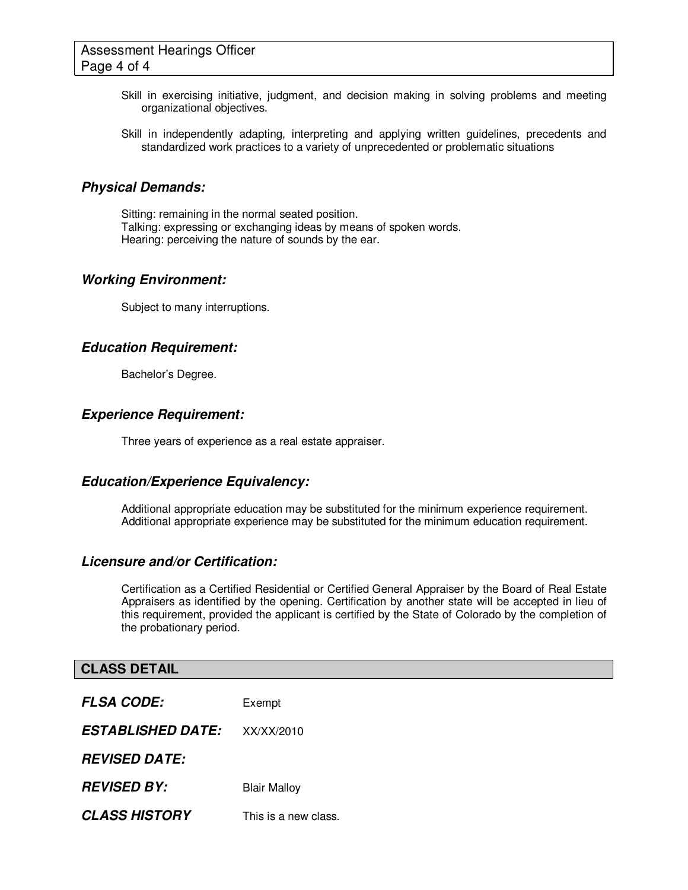Skill in exercising initiative, judgment, and decision making in solving problems and meeting organizational objectives.

Skill in independently adapting, interpreting and applying written guidelines, precedents and standardized work practices to a variety of unprecedented or problematic situations

### *Physical Demands:*

Sitting: remaining in the normal seated position.
Talking: expressing or exchanging ideas by means of spoken words.
Hearing: perceiving the nature of sounds by the ear.

### *Working Environment:*

Subject to many interruptions.

### *Education Requirement:*

Bachelor's Degree.

### *Experience Requirement:*

Three years of experience as a real estate appraiser.

### *Education/Experience Equivalency:*

Additional appropriate education may be substituted for the minimum experience requirement.
Additional appropriate experience may be substituted for the minimum education requirement.

### *Licensure and/or Certification:*

Certification as a Certified Residential or Certified General Appraiser by the Board of Real Estate Appraisers as identified by the opening. Certification by another state will be accepted in lieu of this requirement, provided the applicant is certified by the State of Colorado by the completion of the probationary period.

## CLASS DETAIL

***FLSA CODE:*** Exempt

***ESTABLISHED DATE:*** XX/XX/2010

***REVISED DATE:***

***REVISED BY:*** Blair Malloy

***CLASS HISTORY*** This is a new class.